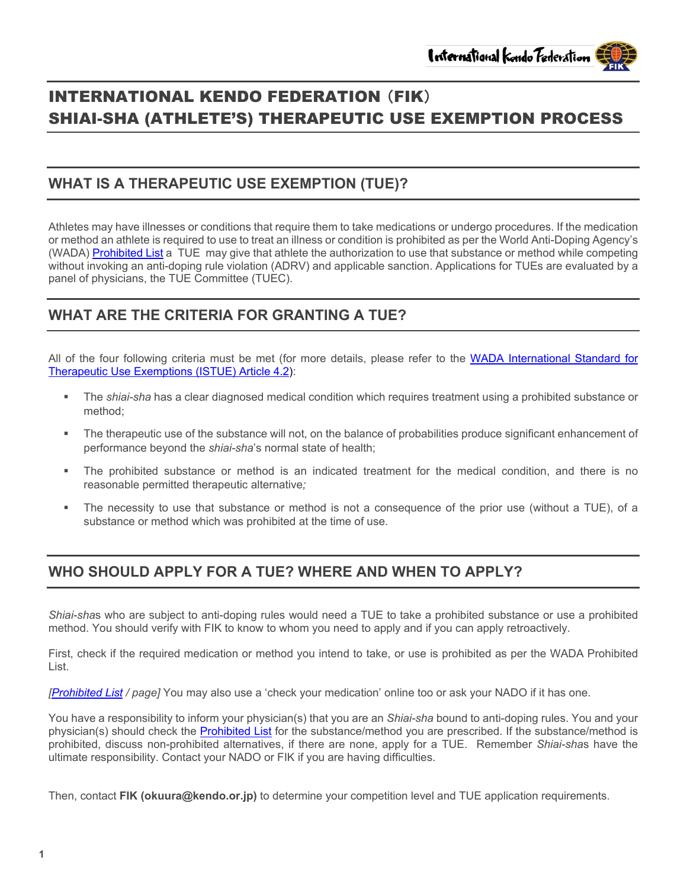# INTERNATIONAL KENDO FEDERATION（FIK）
# SHIAI-SHA (ATHLETE'S) THERAPEUTIC USE EXEMPTION PROCESS

## WHAT IS A THERAPEUTIC USE EXEMPTION (TUE)?

Athletes may have illnesses or conditions that require them to take medications or undergo procedures. If the medication or method an athlete is required to use to treat an illness or condition is prohibited as per the World Anti-Doping Agency's (WADA) Prohibited List a TUE may give that athlete the authorization to use that substance or method while competing without invoking an anti-doping rule violation (ADRV) and applicable sanction. Applications for TUEs are evaluated by a panel of physicians, the TUE Committee (TUEC).

## WHAT ARE THE CRITERIA FOR GRANTING A TUE?

All of the four following criteria must be met (for more details, please refer to the WADA International Standard for Therapeutic Use Exemptions (ISTUE) Article 4.2):

- The *shiai-sha* has a clear diagnosed medical condition which requires treatment using a prohibited substance or method;
- The therapeutic use of the substance will not, on the balance of probabilities produce significant enhancement of performance beyond the *shiai-sha*'s normal state of health;
- The prohibited substance or method is an indicated treatment for the medical condition, and there is no reasonable permitted therapeutic alternative*;*
- The necessity to use that substance or method is not a consequence of the prior use (without a TUE), of a substance or method which was prohibited at the time of use.

## WHO SHOULD APPLY FOR A TUE? WHERE AND WHEN TO APPLY?

*Shiai-sha*s who are subject to anti-doping rules would need a TUE to take a prohibited substance or use a prohibited method. You should verify with FIK to know to whom you need to apply and if you can apply retroactively.

First, check if the required medication or method you intend to take, or use is prohibited as per the WADA Prohibited List.

*[Prohibited List / page]* You may also use a 'check your medication' online too or ask your NADO if it has one.

You have a responsibility to inform your physician(s) that you are an *Shiai-sha* bound to anti-doping rules. You and your physician(s) should check the Prohibited List for the substance/method you are prescribed. If the substance/method is prohibited, discuss non-prohibited alternatives, if there are none, apply for a TUE. Remember *Shiai-sha*s have the ultimate responsibility. Contact your NADO or FIK if you are having difficulties.

Then, contact **FIK (okuura@kendo.or.jp)** to determine your competition level and TUE application requirements.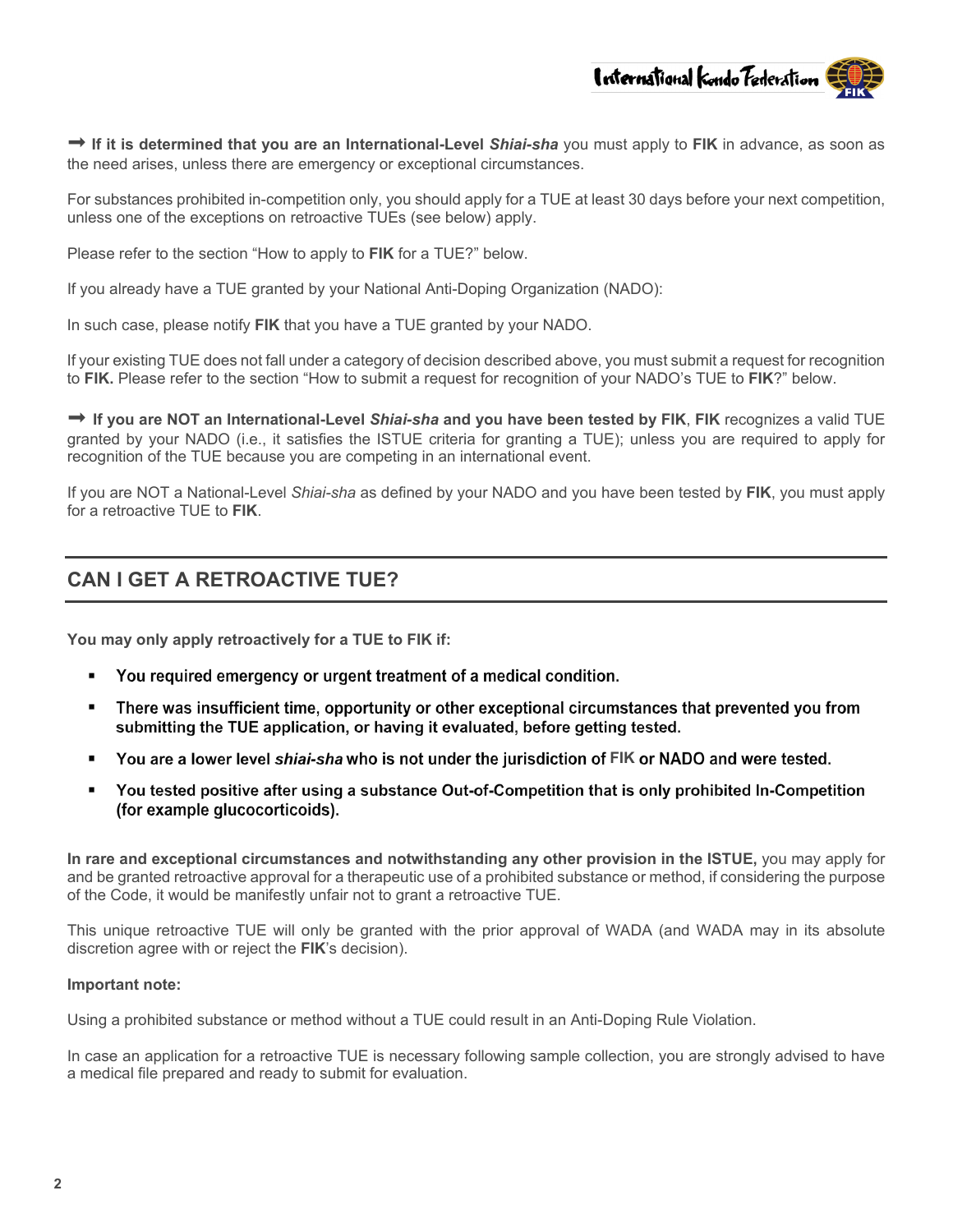➞ **If it is determined that you are an International-Level *Shiai-sha*** you must apply to **FIK** in advance, as soon as the need arises, unless there are emergency or exceptional circumstances.

For substances prohibited in-competition only, you should apply for a TUE at least 30 days before your next competition, unless one of the exceptions on retroactive TUEs (see below) apply.

Please refer to the section "How to apply to **FIK** for a TUE?" below.

If you already have a TUE granted by your National Anti-Doping Organization (NADO):

In such case, please notify **FIK** that you have a TUE granted by your NADO.

If your existing TUE does not fall under a category of decision described above, you must submit a request for recognition to **FIK.** Please refer to the section "How to submit a request for recognition of your NADO's TUE to **FIK**?" below.

➞ **If you are NOT an International-Level *Shiai-sha* and you have been tested by FIK**, **FIK** recognizes a valid TUE granted by your NADO (i.e., it satisfies the ISTUE criteria for granting a TUE); unless you are required to apply for recognition of the TUE because you are competing in an international event.

If you are NOT a National-Level *Shiai-sha* as defined by your NADO and you have been tested by **FIK**, you must apply for a retroactive TUE to **FIK**.

## CAN I GET A RETROACTIVE TUE?

**You may only apply retroactively for a TUE to FIK if:**

- **You required emergency or urgent treatment of a medical condition.**
- **There was insufficient time, opportunity or other exceptional circumstances that prevented you from submitting the TUE application, or having it evaluated, before getting tested.**
- **You are a lower level *shiai-sha* who is not under the jurisdiction of FIK or NADO and were tested.**
- **You tested positive after using a substance Out-of-Competition that is only prohibited In-Competition (for example glucocorticoids).**

**In rare and exceptional circumstances and notwithstanding any other provision in the ISTUE,** you may apply for and be granted retroactive approval for a therapeutic use of a prohibited substance or method, if considering the purpose of the Code, it would be manifestly unfair not to grant a retroactive TUE.

This unique retroactive TUE will only be granted with the prior approval of WADA (and WADA may in its absolute discretion agree with or reject the **FIK**'s decision).

**Important note:**

Using a prohibited substance or method without a TUE could result in an Anti-Doping Rule Violation.

In case an application for a retroactive TUE is necessary following sample collection, you are strongly advised to have a medical file prepared and ready to submit for evaluation.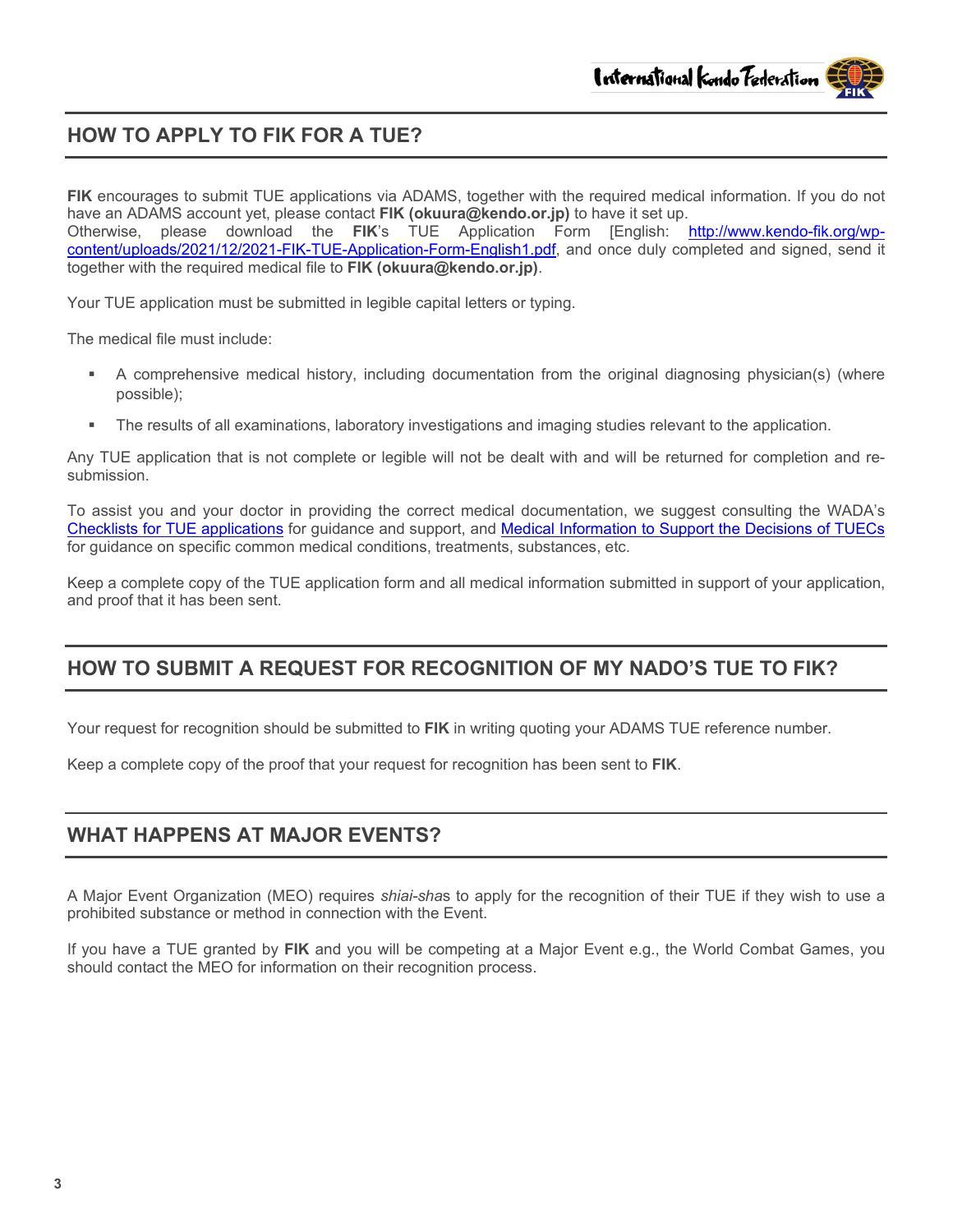## HOW TO APPLY TO FIK FOR A TUE?

**FIK** encourages to submit TUE applications via ADAMS, together with the required medical information. If you do not have an ADAMS account yet, please contact **FIK (okuura@kendo.or.jp)** to have it set up.
Otherwise, please download the **FIK**'s TUE Application Form [English: [http://www.kendo-fik.org/wp-content/uploads/2021/12/2021-FIK-TUE-Application-Form-English1.pdf](http://www.kendo-fik.org/wp-content/uploads/2021/12/2021-FIK-TUE-Application-Form-English1.pdf), and once duly completed and signed, send it together with the required medical file to **FIK (okuura@kendo.or.jp)**.

Your TUE application must be submitted in legible capital letters or typing.

The medical file must include:

- A comprehensive medical history, including documentation from the original diagnosing physician(s) (where possible);
- The results of all examinations, laboratory investigations and imaging studies relevant to the application.

Any TUE application that is not complete or legible will not be dealt with and will be returned for completion and re-submission.

To assist you and your doctor in providing the correct medical documentation, we suggest consulting the WADA's Checklists for TUE applications for guidance and support, and Medical Information to Support the Decisions of TUECs for guidance on specific common medical conditions, treatments, substances, etc.

Keep a complete copy of the TUE application form and all medical information submitted in support of your application, and proof that it has been sent.

## HOW TO SUBMIT A REQUEST FOR RECOGNITION OF MY NADO'S TUE TO FIK?

Your request for recognition should be submitted to **FIK** in writing quoting your ADAMS TUE reference number.

Keep a complete copy of the proof that your request for recognition has been sent to **FIK**.

## WHAT HAPPENS AT MAJOR EVENTS?

A Major Event Organization (MEO) requires *shiai-sha*s to apply for the recognition of their TUE if they wish to use a prohibited substance or method in connection with the Event.

If you have a TUE granted by **FIK** and you will be competing at a Major Event e.g., the World Combat Games, you should contact the MEO for information on their recognition process.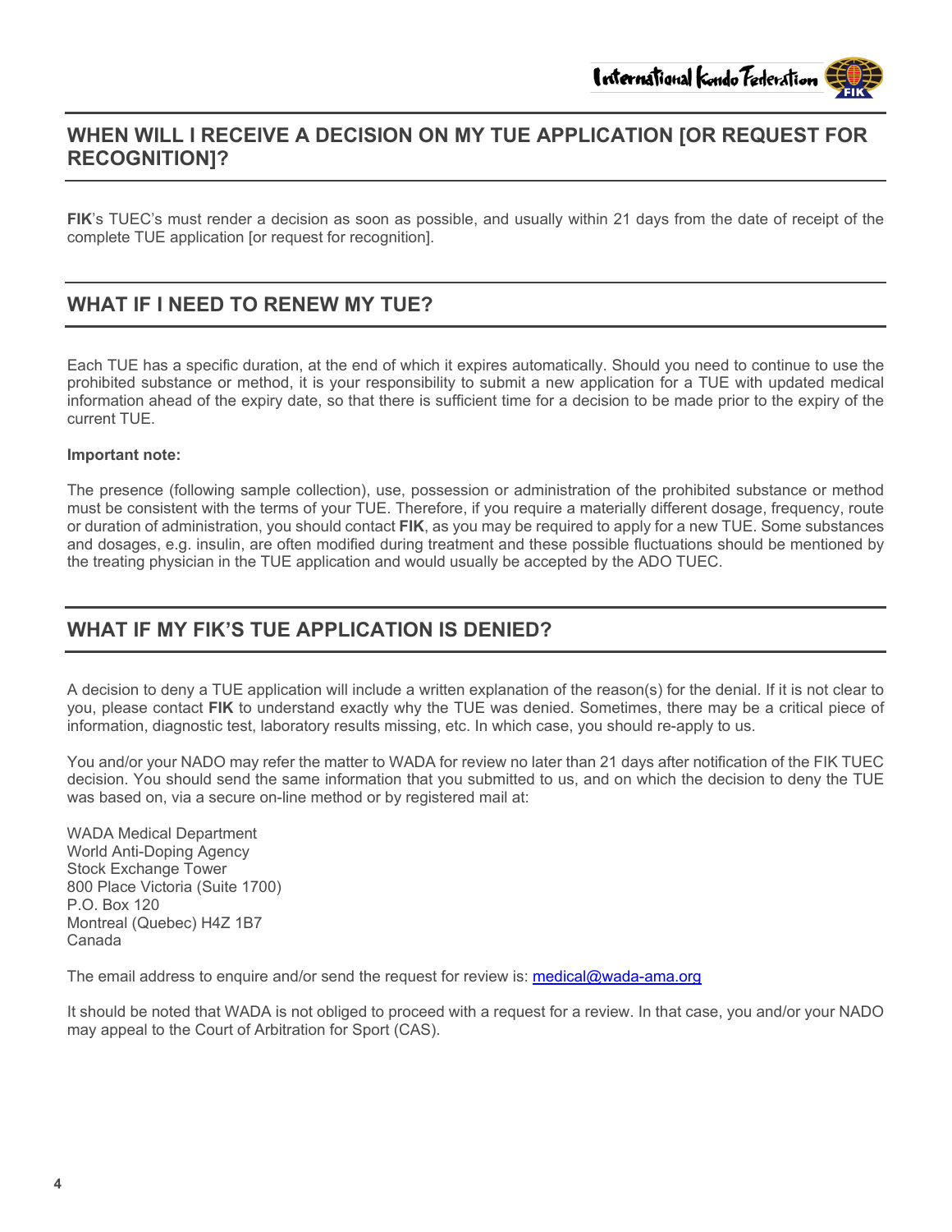## WHEN WILL I RECEIVE A DECISION ON MY TUE APPLICATION [OR REQUEST FOR RECOGNITION]?

**FIK**'s TUEC's must render a decision as soon as possible, and usually within 21 days from the date of receipt of the complete TUE application [or request for recognition].

## WHAT IF I NEED TO RENEW MY TUE?

Each TUE has a specific duration, at the end of which it expires automatically. Should you need to continue to use the prohibited substance or method, it is your responsibility to submit a new application for a TUE with updated medical information ahead of the expiry date, so that there is sufficient time for a decision to be made prior to the expiry of the current TUE.

**Important note:**

The presence (following sample collection), use, possession or administration of the prohibited substance or method must be consistent with the terms of your TUE. Therefore, if you require a materially different dosage, frequency, route or duration of administration, you should contact **FIK**, as you may be required to apply for a new TUE. Some substances and dosages, e.g. insulin, are often modified during treatment and these possible fluctuations should be mentioned by the treating physician in the TUE application and would usually be accepted by the ADO TUEC.

## WHAT IF MY FIK'S TUE APPLICATION IS DENIED?

A decision to deny a TUE application will include a written explanation of the reason(s) for the denial. If it is not clear to you, please contact **FIK** to understand exactly why the TUE was denied. Sometimes, there may be a critical piece of information, diagnostic test, laboratory results missing, etc. In which case, you should re-apply to us.

You and/or your NADO may refer the matter to WADA for review no later than 21 days after notification of the FIK TUEC decision. You should send the same information that you submitted to us, and on which the decision to deny the TUE was based on, via a secure on-line method or by registered mail at:

WADA Medical Department
World Anti-Doping Agency
Stock Exchange Tower
800 Place Victoria (Suite 1700)
P.O. Box 120
Montreal (Quebec) H4Z 1B7
Canada

The email address to enquire and/or send the request for review is: [medical@wada-ama.org](mailto:medical@wada-ama.org)

It should be noted that WADA is not obliged to proceed with a request for a review. In that case, you and/or your NADO may appeal to the Court of Arbitration for Sport (CAS).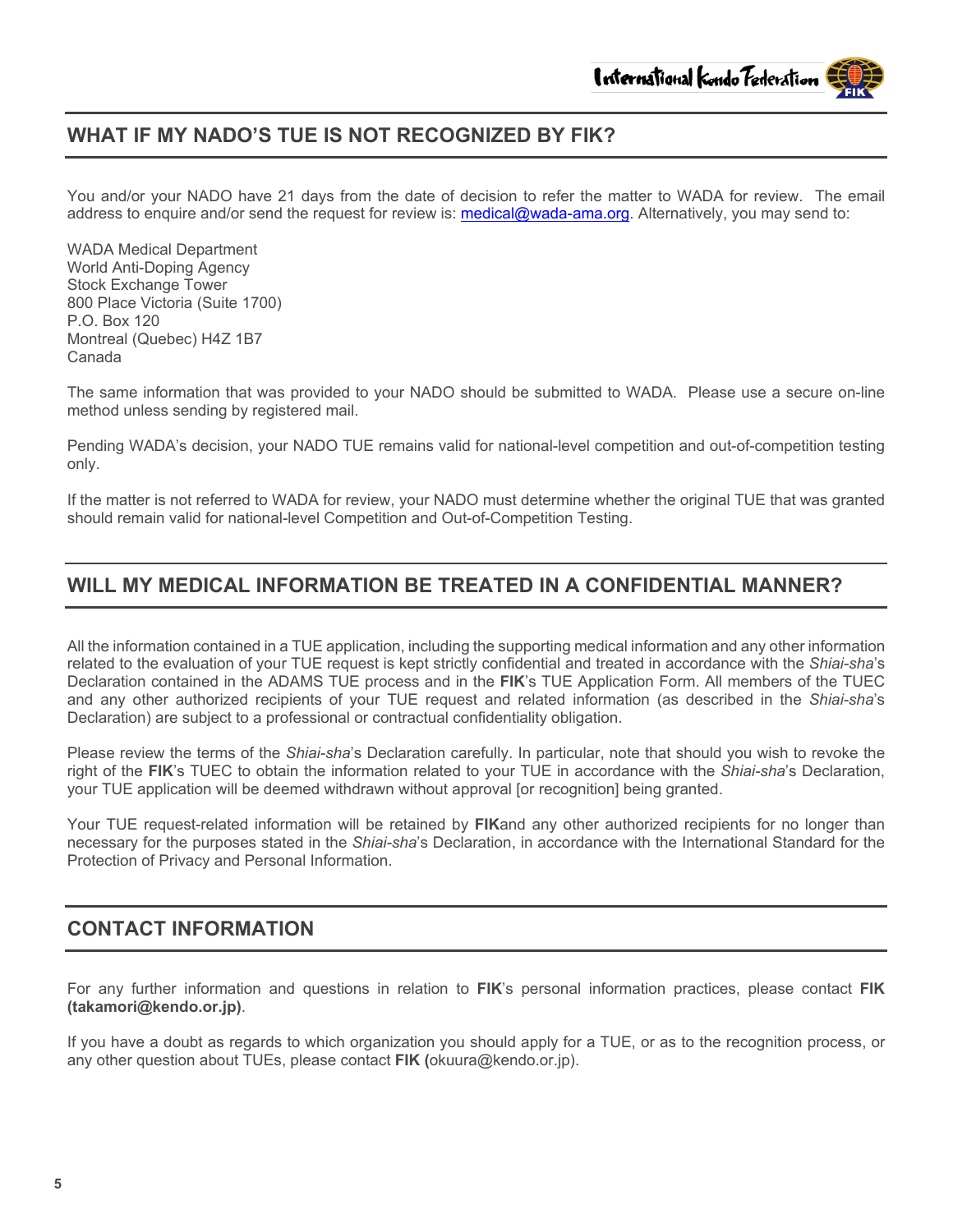## WHAT IF MY NADO'S TUE IS NOT RECOGNIZED BY FIK?

You and/or your NADO have 21 days from the date of decision to refer the matter to WADA for review. The email address to enquire and/or send the request for review is: medical@wada-ama.org. Alternatively, you may send to:

WADA Medical Department
World Anti-Doping Agency
Stock Exchange Tower
800 Place Victoria (Suite 1700)
P.O. Box 120
Montreal (Quebec) H4Z 1B7
Canada

The same information that was provided to your NADO should be submitted to WADA. Please use a secure on-line method unless sending by registered mail.

Pending WADA's decision, your NADO TUE remains valid for national-level competition and out-of-competition testing only.

If the matter is not referred to WADA for review, your NADO must determine whether the original TUE that was granted should remain valid for national-level Competition and Out-of-Competition Testing.

## WILL MY MEDICAL INFORMATION BE TREATED IN A CONFIDENTIAL MANNER?

All the information contained in a TUE application, including the supporting medical information and any other information related to the evaluation of your TUE request is kept strictly confidential and treated in accordance with the *Shiai-sha*'s Declaration contained in the ADAMS TUE process and in the **FIK**'s TUE Application Form. All members of the TUEC and any other authorized recipients of your TUE request and related information (as described in the *Shiai-sha*'s Declaration) are subject to a professional or contractual confidentiality obligation.

Please review the terms of the *Shiai-sha*'s Declaration carefully. In particular, note that should you wish to revoke the right of the **FIK**'s TUEC to obtain the information related to your TUE in accordance with the *Shiai-sha*'s Declaration, your TUE application will be deemed withdrawn without approval [or recognition] being granted.

Your TUE request-related information will be retained by **FIK**and any other authorized recipients for no longer than necessary for the purposes stated in the *Shiai-sha*'s Declaration, in accordance with the International Standard for the Protection of Privacy and Personal Information.

## CONTACT INFORMATION

For any further information and questions in relation to **FIK**'s personal information practices, please contact **FIK (takamori@kendo.or.jp)**.

If you have a doubt as regards to which organization you should apply for a TUE, or as to the recognition process, or any other question about TUEs, please contact **FIK (**okuura@kendo.or.jp).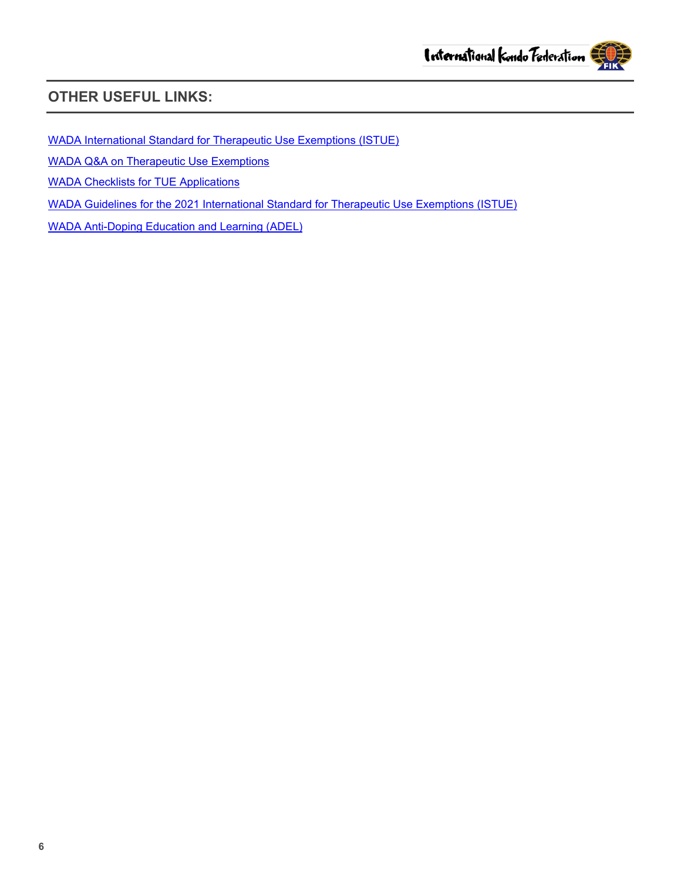## OTHER USEFUL LINKS:

WADA International Standard for Therapeutic Use Exemptions (ISTUE)

WADA Q&A on Therapeutic Use Exemptions

WADA Checklists for TUE Applications

WADA Guidelines for the 2021 International Standard for Therapeutic Use Exemptions (ISTUE)

WADA Anti-Doping Education and Learning (ADEL)